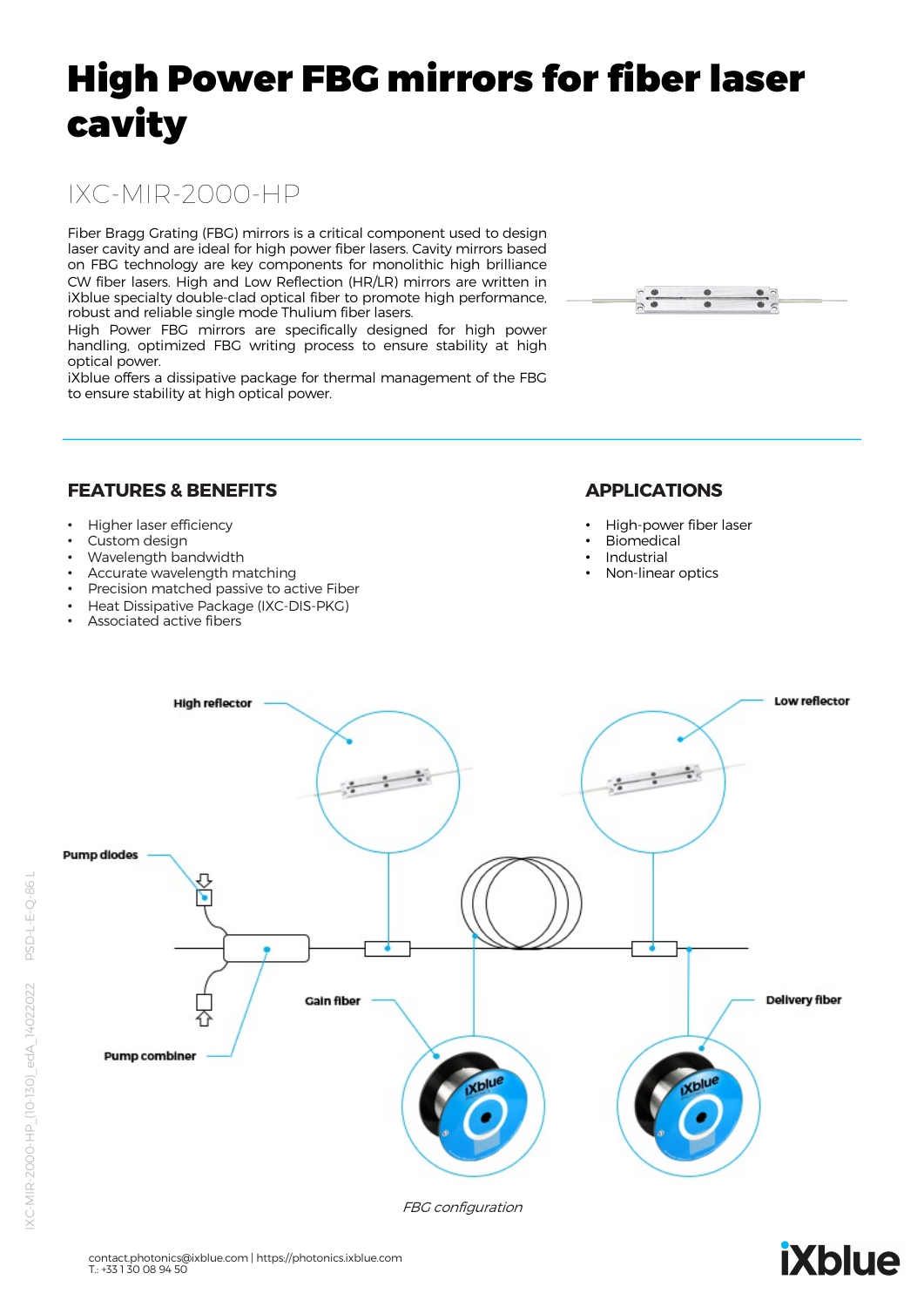# High Power FBG mirrors for fiber laser cavity

## IXC-MIR-2000-HP

Fiber Bragg Grating (FBG) mirrors is a critical component used to design laser cavity and are ideal for high power fiber lasers. Cavity mirrors based on FBG technology are key components for monolithic high brilliance CW fiber lasers. High and Low Reflection (HR/LR) mirrors are written in iXblue specialty double-clad optical fiber to promote high performance, robust and reliable single mode Thulium fiber lasers.
High Power FBG mirrors are specifically designed for high power handling, optimized FBG writing process to ensure stability at high optical power.
iXblue offers a dissipative package for thermal management of the FBG to ensure stability at high optical power.

### FEATURES & BENEFITS

- Higher laser efficiency
- Custom design
- Wavelength bandwidth
- Accurate wavelength matching
- Precision matched passive to active Fiber
- Heat Dissipative Package (IXC-DIS-PKG)
- Associated active fibers

### APPLICATIONS

- High-power fiber laser
- Biomedical
- Industrial
- Non-linear optics

High reflector
Low reflector
Pump diodes
Gain fiber
Delivery fiber
Pump combiner

*FBG configuration*

contact.photonics@ixblue.com | https://photonics.ixblue.com
T.: +33 1 30 08 94 50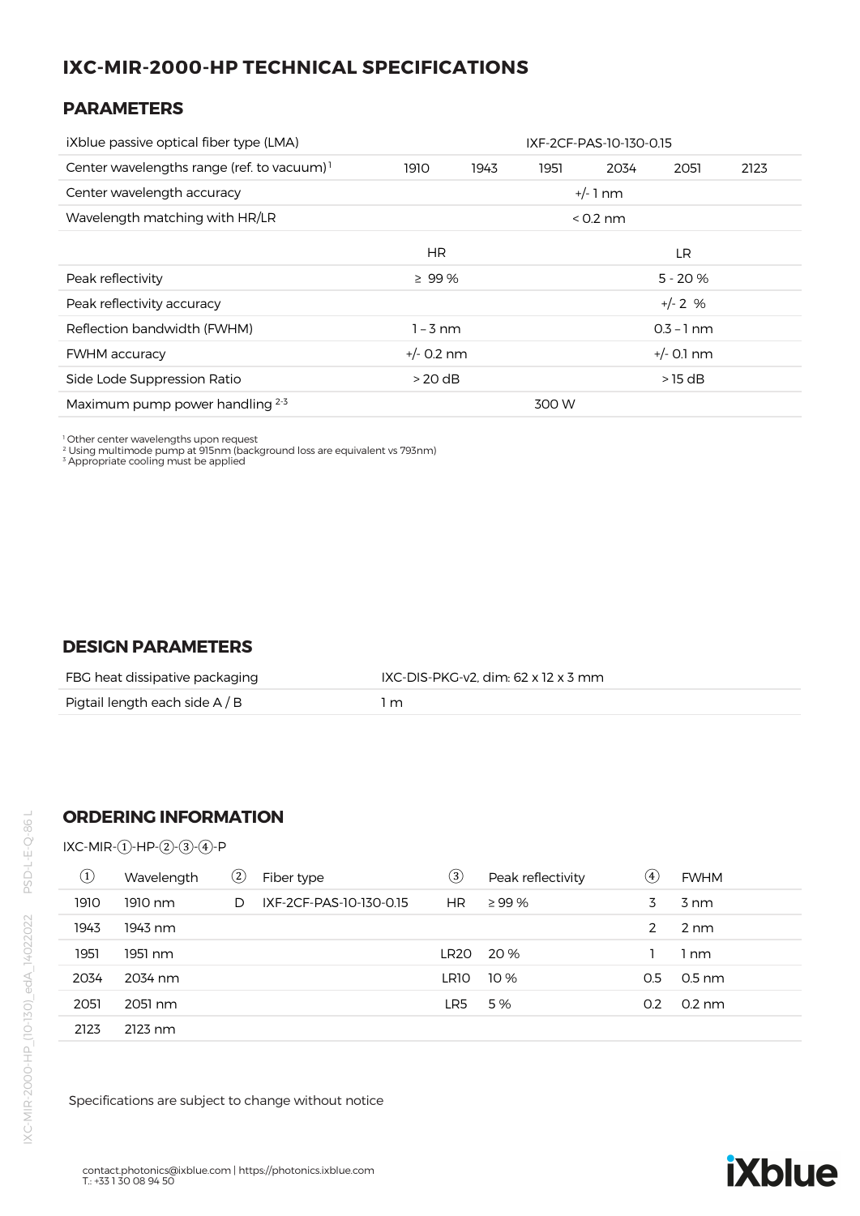# IXC-MIR-2000-HP TECHNICAL SPECIFICATIONS

## PARAMETERS

| | | | | | | |
|---|---|---|---|---|---|---|
| iXblue passive optical fiber type (LMA) | IXF-2CF-PAS-10-130-0.15 | | | | | |
| Center wavelengths range (ref. to vacuum)[1] | 1910 | 1943 | 1951 | 2034 | 2051 | 2123 |
| Center wavelength accuracy | +/- 1 nm | | | | | |
| Wavelength matching with HR/LR | < 0.2 nm | | | | | |

| | HR | LR |
|---|---|---|
| Peak reflectivity | ≥ 99 % | 5 - 20 % |
| Peak reflectivity accuracy | | +/- 2 % |
| Reflection bandwidth (FWHM) | 1 – 3 nm | 0.3 – 1 nm |
| FWHM accuracy | +/- 0.2 nm | +/- 0.1 nm |
| Side Lode Suppression Ratio | > 20 dB | > 15 dB |
| Maximum pump power handling [2-3] | 300 W | |

[1] Other center wavelengths upon request
[2] Using multimode pump at 915nm (background loss are equivalent vs 793nm)
[3] Appropriate cooling must be applied

## DESIGN PARAMETERS

| | |
|---|---|
| FBG heat dissipative packaging | IXC-DIS-PKG-v2, dim: 62 x 12 x 3 mm |
| Pigtail length each side A / B | 1 m |

## ORDERING INFORMATION

IXC-MIR-①-HP-②-③-④-P

| ① | Wavelength | ② | Fiber type | ③ | Peak reflectivity | ④ | FWHM |
|---|---|---|---|---|---|---|---|
| 1910 | 1910 nm | D | IXF-2CF-PAS-10-130-0.15 | HR | ≥ 99 % | 3 | 3 nm |
| 1943 | 1943 nm | | | | | 2 | 2 nm |
| 1951 | 1951 nm | | | LR20 | 20 % | 1 | 1 nm |
| 2034 | 2034 nm | | | LR10 | 10 % | 0.5 | 0.5 nm |
| 2051 | 2051 nm | | | LR5 | 5 % | 0.2 | 0.2 nm |
| 2123 | 2123 nm | | | | | | |

Specifications are subject to change without notice

contact.photonics@ixblue.com | https://photonics.ixblue.com
T.: +33 1 30 08 94 50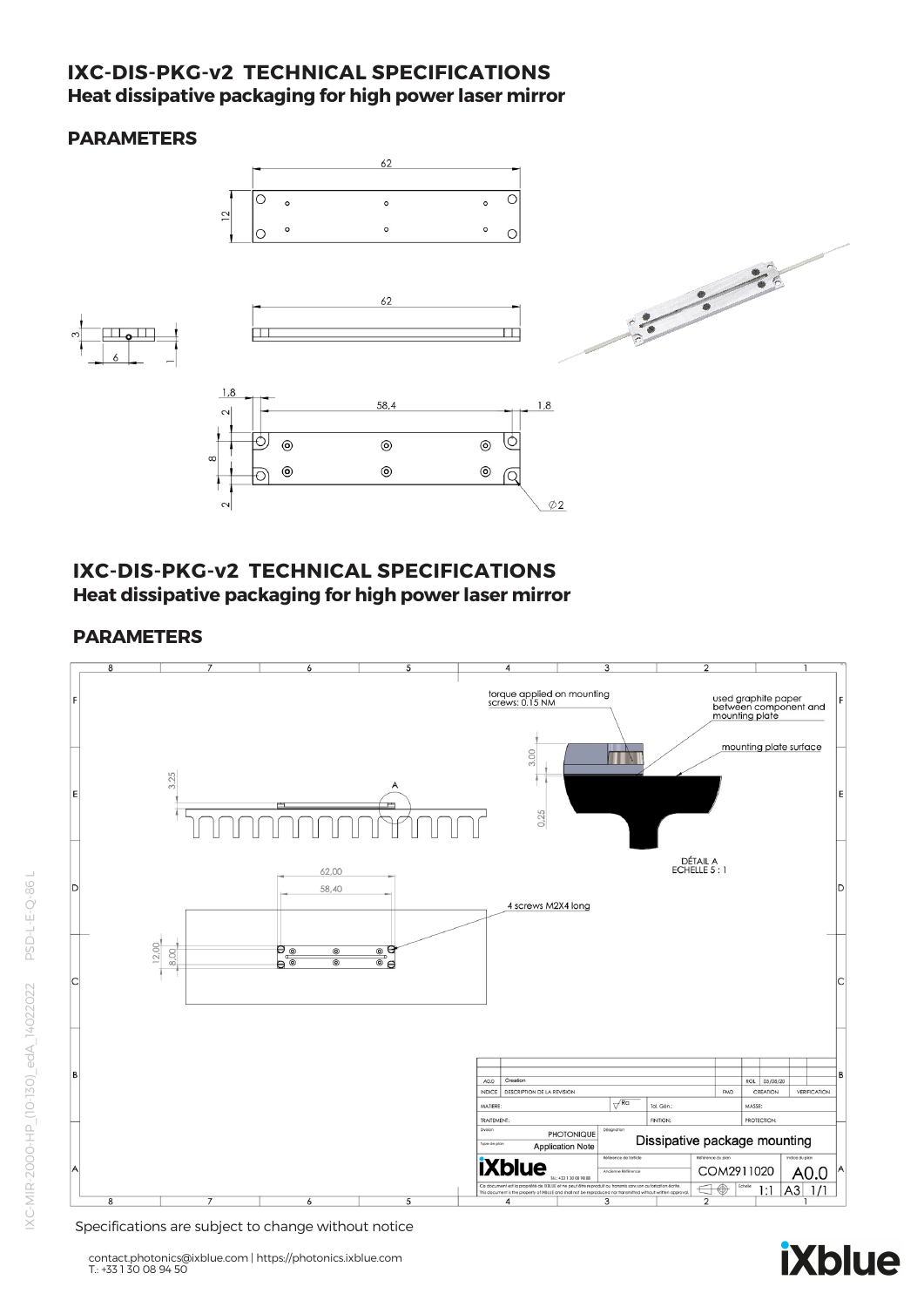## IXC-DIS-PKG-v2 TECHNICAL SPECIFICATIONS
### Heat dissipative packaging for high power laser mirror

### PARAMETERS

62

12

62

3

6

1

1,8

2

58,4

1,8

8

2

∅2

## IXC-DIS-PKG-v2 TECHNICAL SPECIFICATIONS
### Heat dissipative packaging for high power laser mirror

### PARAMETERS

torque applied on mounting screws: 0.15 NM

used graphite paper between component and mounting plate

mounting plate surface

3,00

0,25

3,25

A

DÉTAIL A
ECHELLE 5 : 1

62,00

58,40

4 screws M2X4 long

12,00

8,00

| | | | | | |
|---|---|---|---|---|---|
| A0.0 | Creation | | RGL | 05/08/20 | |
| INDICE | DESCRIPTION DE LA REVISION | | FMD | CREATION | VERIFICATION |
| MATIERE: | Ra | Tol. Gén.: | | MASSE: | |
| TRAITEMENT: | | FINITION: | | PROTECTION: | |
| Division: PHOTONIQUE | Désignation: Dissipative package mounting | | | | |
| Type de plan: Application Note | | | | | |
| iXblue | Référence de l'article | Référence du plan: COM2911020 | | Indice du plan: A0.0 | |
| | Ancienne Référence | | Echelle 1:1 | A3 | 1/1 |

Specifications are subject to change without notice

contact.photonics@ixblue.com | https://photonics.ixblue.com
T.: +33 1 30 08 94 50